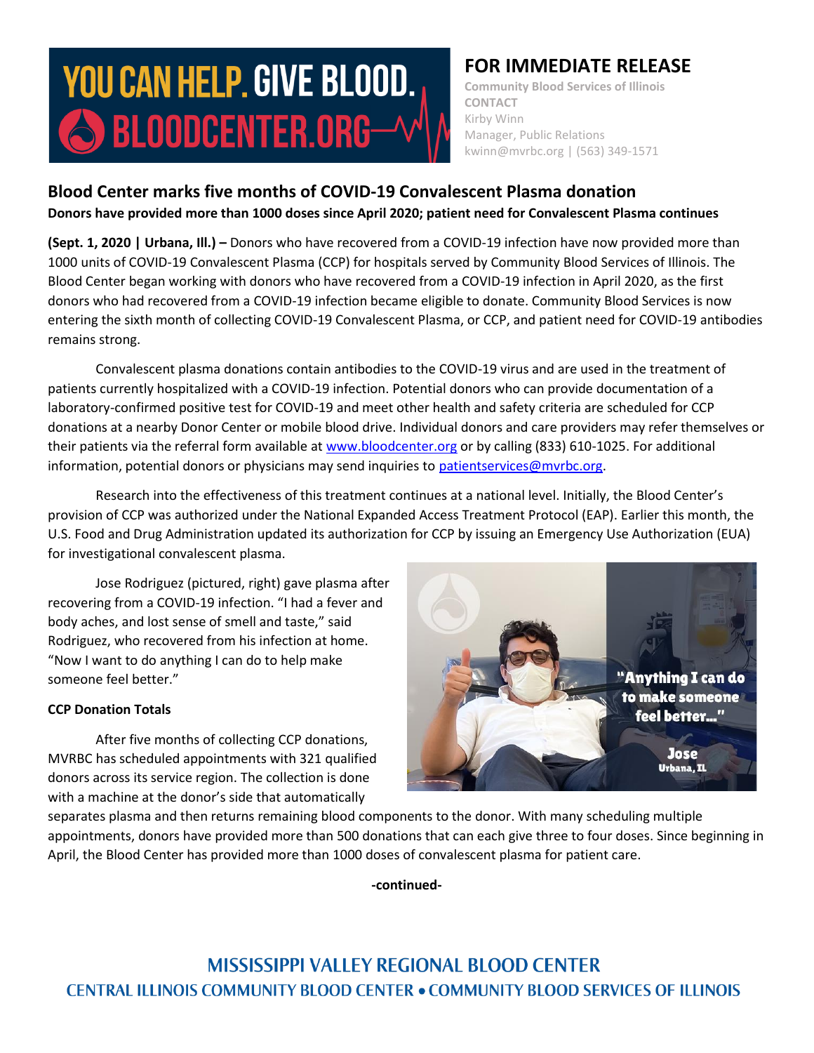YOU CAN HELP. GIVE BLOOD. BLOODCENTER.ORG

# FOR IMMEDIATE RELEASE

Community Blood Services of Illinois
CONTACT
Kirby Winn
Manager, Public Relations
kwinn@mvrbc.org | (563) 349-1571

## Blood Center marks five months of COVID-19 Convalescent Plasma donation

**Donors have provided more than 1000 doses since April 2020; patient need for Convalescent Plasma continues**

**(Sept. 1, 2020 | Urbana, Ill.) –** Donors who have recovered from a COVID-19 infection have now provided more than 1000 units of COVID-19 Convalescent Plasma (CCP) for hospitals served by Community Blood Services of Illinois. The Blood Center began working with donors who have recovered from a COVID-19 infection in April 2020, as the first donors who had recovered from a COVID-19 infection became eligible to donate. Community Blood Services is now entering the sixth month of collecting COVID-19 Convalescent Plasma, or CCP, and patient need for COVID-19 antibodies remains strong.

Convalescent plasma donations contain antibodies to the COVID-19 virus and are used in the treatment of patients currently hospitalized with a COVID-19 infection. Potential donors who can provide documentation of a laboratory-confirmed positive test for COVID-19 and meet other health and safety criteria are scheduled for CCP donations at a nearby Donor Center or mobile blood drive. Individual donors and care providers may refer themselves or their patients via the referral form available at www.bloodcenter.org or by calling (833) 610-1025. For additional information, potential donors or physicians may send inquiries to patientservices@mvrbc.org.

Research into the effectiveness of this treatment continues at a national level. Initially, the Blood Center's provision of CCP was authorized under the National Expanded Access Treatment Protocol (EAP). Earlier this month, the U.S. Food and Drug Administration updated its authorization for CCP by issuing an Emergency Use Authorization (EUA) for investigational convalescent plasma.

Jose Rodriguez (pictured, right) gave plasma after recovering from a COVID-19 infection. "I had a fever and body aches, and lost sense of smell and taste," said Rodriguez, who recovered from his infection at home. "Now I want to do anything I can do to help make someone feel better."

"Anything I can do to make someone feel better..." Jose Urbana, IL

### CCP Donation Totals

After five months of collecting CCP donations, MVRBC has scheduled appointments with 321 qualified donors across its service region. The collection is done with a machine at the donor's side that automatically separates plasma and then returns remaining blood components to the donor. With many scheduling multiple appointments, donors have provided more than 500 donations that can each give three to four doses. Since beginning in April, the Blood Center has provided more than 1000 doses of convalescent plasma for patient care.

-continued-

MISSISSIPPI VALLEY REGIONAL BLOOD CENTER
CENTRAL ILLINOIS COMMUNITY BLOOD CENTER • COMMUNITY BLOOD SERVICES OF ILLINOIS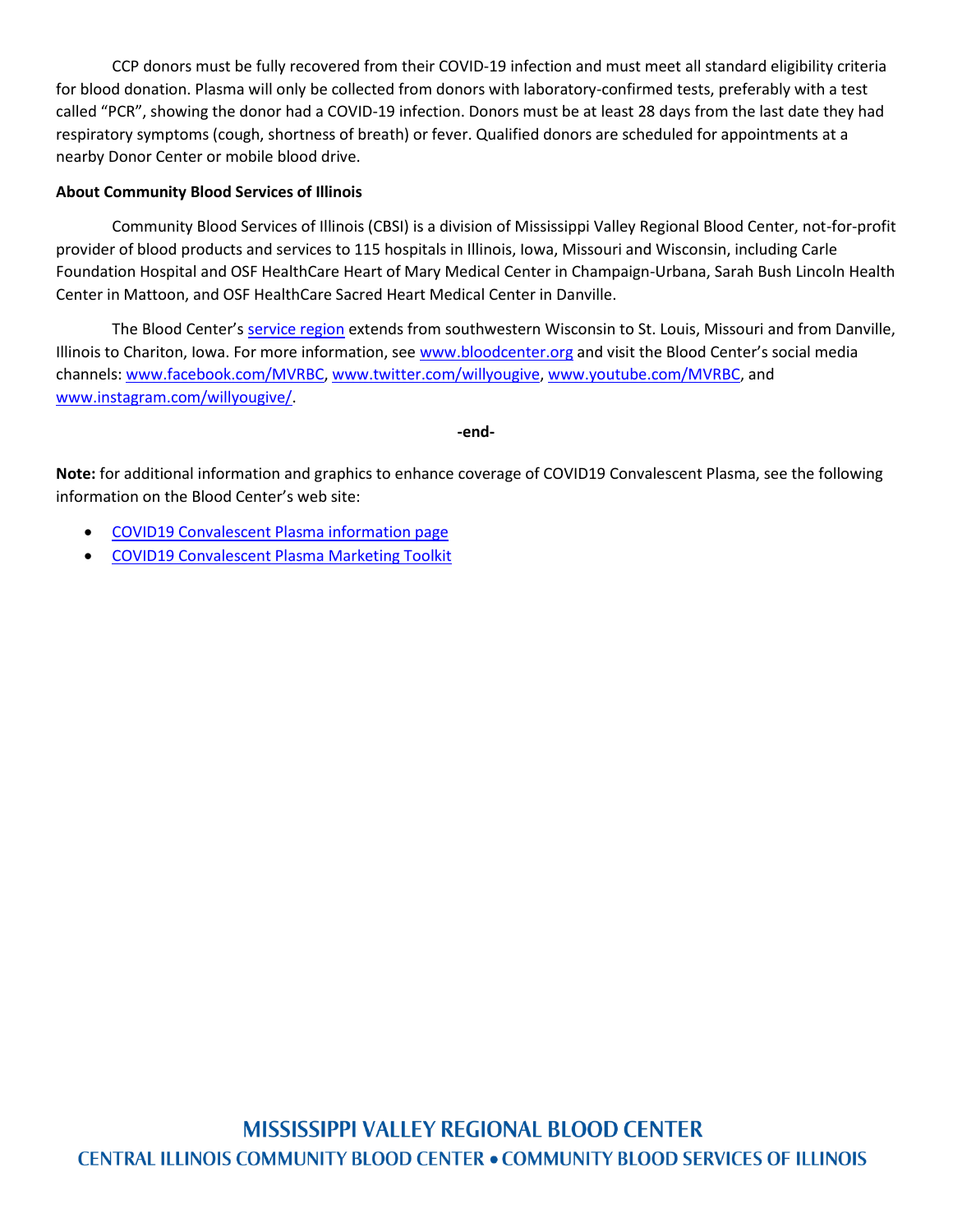CCP donors must be fully recovered from their COVID-19 infection and must meet all standard eligibility criteria for blood donation. Plasma will only be collected from donors with laboratory-confirmed tests, preferably with a test called "PCR", showing the donor had a COVID-19 infection. Donors must be at least 28 days from the last date they had respiratory symptoms (cough, shortness of breath) or fever. Qualified donors are scheduled for appointments at a nearby Donor Center or mobile blood drive.

**About Community Blood Services of Illinois**

Community Blood Services of Illinois (CBSI) is a division of Mississippi Valley Regional Blood Center, not-for-profit provider of blood products and services to 115 hospitals in Illinois, Iowa, Missouri and Wisconsin, including Carle Foundation Hospital and OSF HealthCare Heart of Mary Medical Center in Champaign-Urbana, Sarah Bush Lincoln Health Center in Mattoon, and OSF HealthCare Sacred Heart Medical Center in Danville.

The Blood Center's service region extends from southwestern Wisconsin to St. Louis, Missouri and from Danville, Illinois to Chariton, Iowa. For more information, see www.bloodcenter.org and visit the Blood Center's social media channels: www.facebook.com/MVRBC, www.twitter.com/willyougive, www.youtube.com/MVRBC, and www.instagram.com/willyougive/.

**-end-**

**Note:** for additional information and graphics to enhance coverage of COVID19 Convalescent Plasma, see the following information on the Blood Center's web site:

- COVID19 Convalescent Plasma information page
- COVID19 Convalescent Plasma Marketing Toolkit

MISSISSIPPI VALLEY REGIONAL BLOOD CENTER
CENTRAL ILLINOIS COMMUNITY BLOOD CENTER • COMMUNITY BLOOD SERVICES OF ILLINOIS